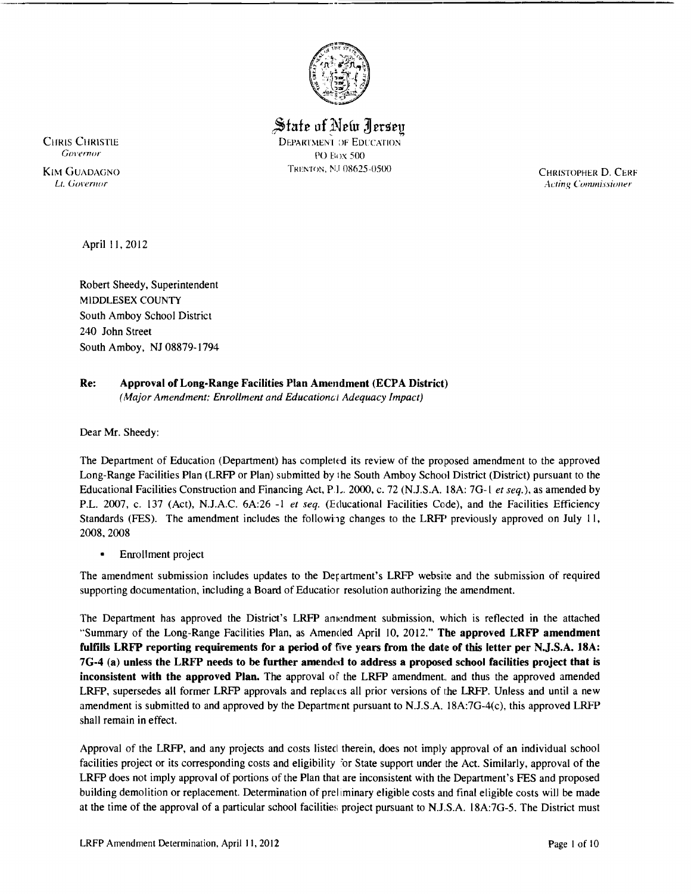State of New Jersey
DEPARTMENT OF EDUCATION
PO Box 500
TRENTON, NJ 08625-0500

CHRIS CHRISTIE
*Governor*

KIM GUADAGNO
*Lt. Governor*

CHRISTOPHER D. CERF
*Acting Commissioner*

April 11, 2012

Robert Sheedy, Superintendent
MIDDLESEX COUNTY
South Amboy School District
240 John Street
South Amboy, NJ 08879-1794

**Re: Approval of Long-Range Facilities Plan Amendment (ECPA District)**
*(Major Amendment: Enrollment and Educational Adequacy Impact)*

Dear Mr. Sheedy:

The Department of Education (Department) has completed its review of the proposed amendment to the approved Long-Range Facilities Plan (LRFP or Plan) submitted by the South Amboy School District (District) pursuant to the Educational Facilities Construction and Financing Act, P.L. 2000, c. 72 (N.J.S.A. 18A: 7G-1 *et seq.*), as amended by P.L. 2007, c. 137 (Act), N.J.A.C. 6A:26 -1 *et seq.* (Educational Facilities Code), and the Facilities Efficiency Standards (FES). The amendment includes the following changes to the LRFP previously approved on July 11, 2008, 2008

- Enrollment project

The amendment submission includes updates to the Department's LRFP website and the submission of required supporting documentation, including a Board of Education resolution authorizing the amendment.

The Department has approved the District's LRFP amendment submission, which is reflected in the attached "Summary of the Long-Range Facilities Plan, as Amended April 10, 2012." **The approved LRFP amendment fulfills LRFP reporting requirements for a period of five years from the date of this letter per N.J.S.A. 18A: 7G-4 (a) unless the LRFP needs to be further amended to address a proposed school facilities project that is inconsistent with the approved Plan.** The approval of the LRFP amendment, and thus the approved amended LRFP, supersedes all former LRFP approvals and replaces all prior versions of the LRFP. Unless and until a new amendment is submitted to and approved by the Department pursuant to N.J.S.A. 18A:7G-4(c), this approved LRFP shall remain in effect.

Approval of the LRFP, and any projects and costs listed therein, does not imply approval of an individual school facilities project or its corresponding costs and eligibility for State support under the Act. Similarly, approval of the LRFP does not imply approval of portions of the Plan that are inconsistent with the Department's FES and proposed building demolition or replacement. Determination of preliminary eligible costs and final eligible costs will be made at the time of the approval of a particular school facilities project pursuant to N.J.S.A. 18A:7G-5. The District must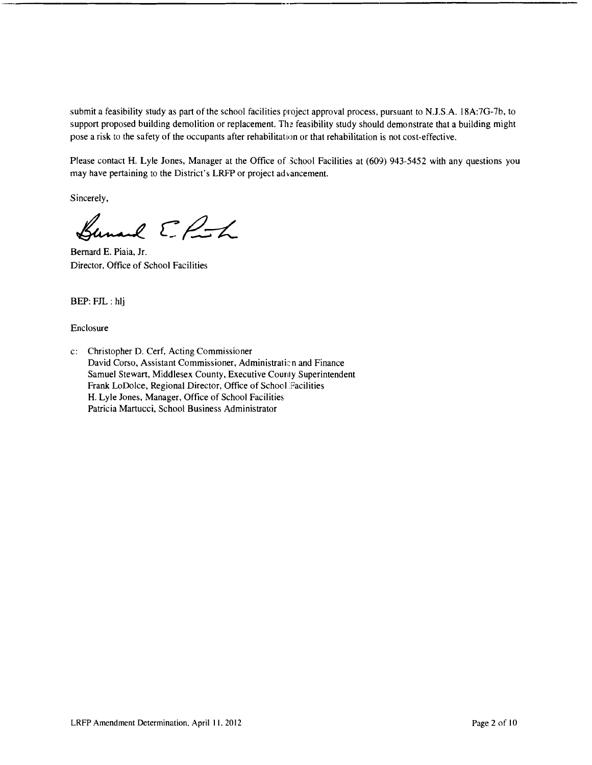submit a feasibility study as part of the school facilities project approval process, pursuant to N.J.S.A. 18A:7G-7b, to support proposed building demolition or replacement. The feasibility study should demonstrate that a building might pose a risk to the safety of the occupants after rehabilitation or that rehabilitation is not cost-effective.

Please contact H. Lyle Jones, Manager at the Office of School Facilities at (609) 943-5452 with any questions you may have pertaining to the District's LRFP or project advancement.

Sincerely,

Bernard E. Piaia, Jr.
Director, Office of School Facilities

BEP: FJL : hlj

Enclosure

c: Christopher D. Cerf, Acting Commissioner
David Corso, Assistant Commissioner, Administration and Finance
Samuel Stewart, Middlesex County, Executive County Superintendent
Frank LoDolce, Regional Director, Office of School Facilities
H. Lyle Jones, Manager, Office of School Facilities
Patricia Martucci, School Business Administrator

LRFP Amendment Determination, April 11, 2012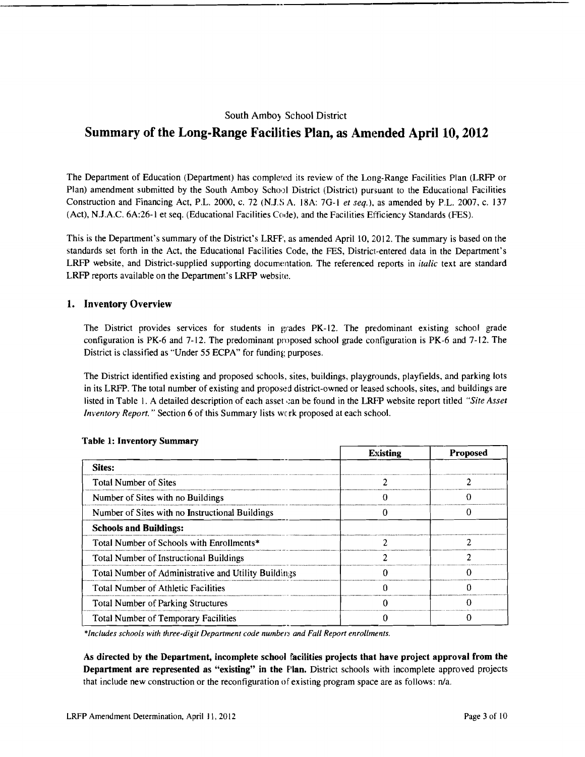South Amboy School District

# Summary of the Long-Range Facilities Plan, as Amended April 10, 2012

The Department of Education (Department) has completed its review of the Long-Range Facilities Plan (LRFP or Plan) amendment submitted by the South Amboy School District (District) pursuant to the Educational Facilities Construction and Financing Act, P.L. 2000, c. 72 (N.J.S.A. 18A: 7G-1 *et seq.*), as amended by P.L. 2007, c. 137 (Act), N.J.A.C. 6A:26-1 et seq. (Educational Facilities Code), and the Facilities Efficiency Standards (FES).

This is the Department's summary of the District's LRFP, as amended April 10, 2012. The summary is based on the standards set forth in the Act, the Educational Facilities Code, the FES, District-entered data in the Department's LRFP website, and District-supplied supporting documentation. The referenced reports in *italic* text are standard LRFP reports available on the Department's LRFP website.

## 1. Inventory Overview

The District provides services for students in grades PK-12. The predominant existing school grade configuration is PK-6 and 7-12. The predominant proposed school grade configuration is PK-6 and 7-12. The District is classified as "Under 55 ECPA" for funding purposes.

The District identified existing and proposed schools, sites, buildings, playgrounds, playfields, and parking lots in its LRFP. The total number of existing and proposed district-owned or leased schools, sites, and buildings are listed in Table 1. A detailed description of each asset can be found in the LRFP website report titled *"Site Asset Inventory Report."* Section 6 of this Summary lists work proposed at each school.

**Table 1: Inventory Summary**

| | Existing | Proposed |
|---|---|---|
| **Sites:** | | |
| Total Number of Sites | 2 | 2 |
| Number of Sites with no Buildings | 0 | 0 |
| Number of Sites with no Instructional Buildings | 0 | 0 |
| **Schools and Buildings:** | | |
| Total Number of Schools with Enrollments* | 2 | 2 |
| Total Number of Instructional Buildings | 2 | 2 |
| Total Number of Administrative and Utility Buildings | 0 | 0 |
| Total Number of Athletic Facilities | 0 | 0 |
| Total Number of Parking Structures | 0 | 0 |
| Total Number of Temporary Facilities | 0 | 0 |

*\*Includes schools with three-digit Department code numbers and Fall Report enrollments.*

**As directed by the Department, incomplete school facilities projects that have project approval from the Department are represented as "existing" in the Plan.** District schools with incomplete approved projects that include new construction or the reconfiguration of existing program space are as follows: n/a.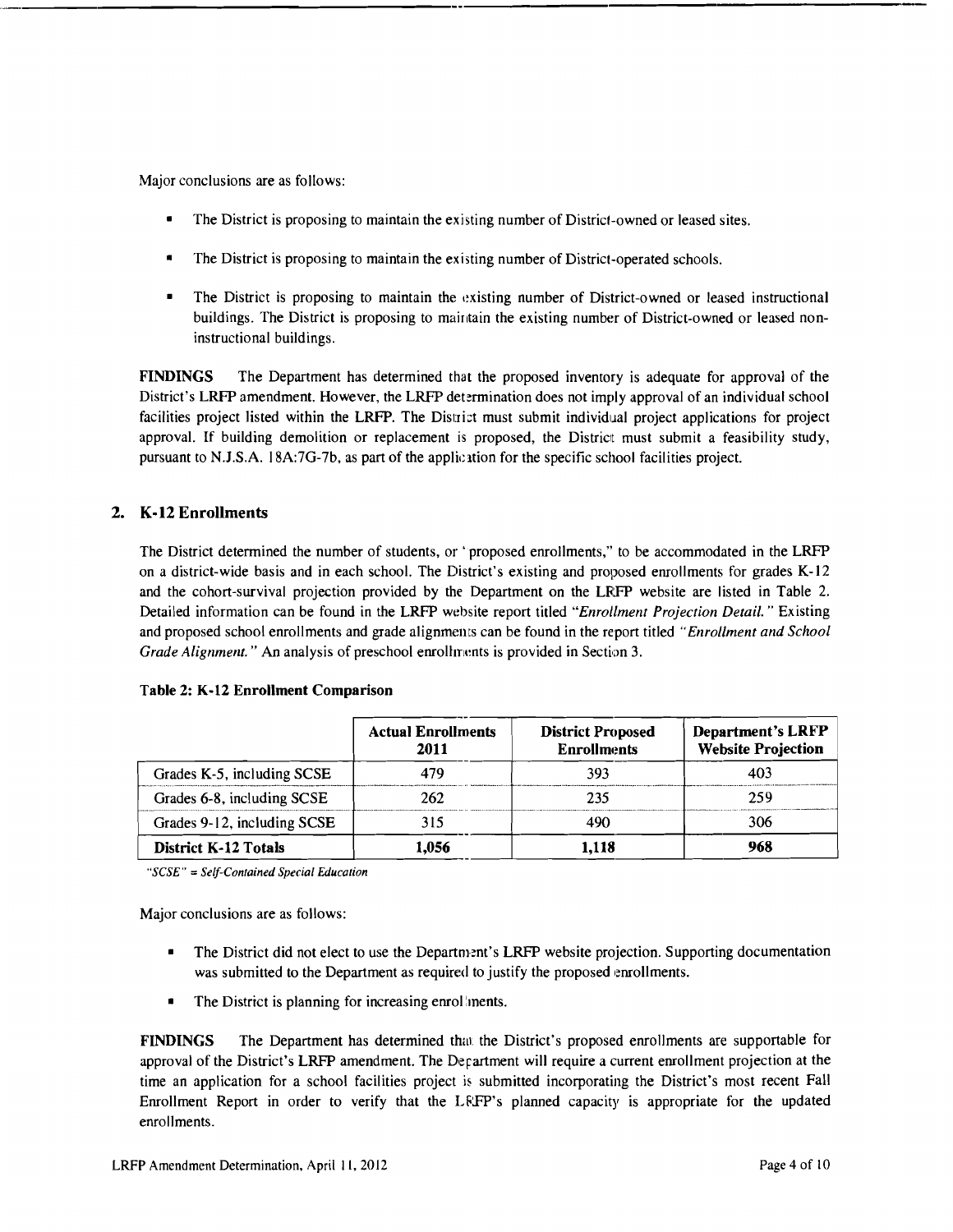Major conclusions are as follows:

- The District is proposing to maintain the existing number of District-owned or leased sites.
- The District is proposing to maintain the existing number of District-operated schools.
- The District is proposing to maintain the existing number of District-owned or leased instructional buildings. The District is proposing to maintain the existing number of District-owned or leased non-instructional buildings.

**FINDINGS** The Department has determined that the proposed inventory is adequate for approval of the District's LRFP amendment. However, the LRFP determination does not imply approval of an individual school facilities project listed within the LRFP. The District must submit individual project applications for project approval. If building demolition or replacement is proposed, the District must submit a feasibility study, pursuant to N.J.S.A. 18A:7G-7b, as part of the application for the specific school facilities project.

## 2. K-12 Enrollments

The District determined the number of students, or "proposed enrollments," to be accommodated in the LRFP on a district-wide basis and in each school. The District's existing and proposed enrollments for grades K-12 and the cohort-survival projection provided by the Department on the LRFP website are listed in Table 2. Detailed information can be found in the LRFP website report titled *"Enrollment Projection Detail."* Existing and proposed school enrollments and grade alignments can be found in the report titled *"Enrollment and School Grade Alignment."* An analysis of preschool enrollments is provided in Section 3.

**Table 2: K-12 Enrollment Comparison**

| | Actual Enrollments 2011 | District Proposed Enrollments | Department's LRFP Website Projection |
|---|---|---|---|
| Grades K-5, including SCSE | 479 | 393 | 403 |
| Grades 6-8, including SCSE | 262 | 235 | 259 |
| Grades 9-12, including SCSE | 315 | 490 | 306 |
| **District K-12 Totals** | **1,056** | **1,118** | **968** |

*"SCSE" = Self-Contained Special Education*

Major conclusions are as follows:

- The District did not elect to use the Department's LRFP website projection. Supporting documentation was submitted to the Department as required to justify the proposed enrollments.
- The District is planning for increasing enrollments.

**FINDINGS** The Department has determined that the District's proposed enrollments are supportable for approval of the District's LRFP amendment. The Department will require a current enrollment projection at the time an application for a school facilities project is submitted incorporating the District's most recent Fall Enrollment Report in order to verify that the LRFP's planned capacity is appropriate for the updated enrollments.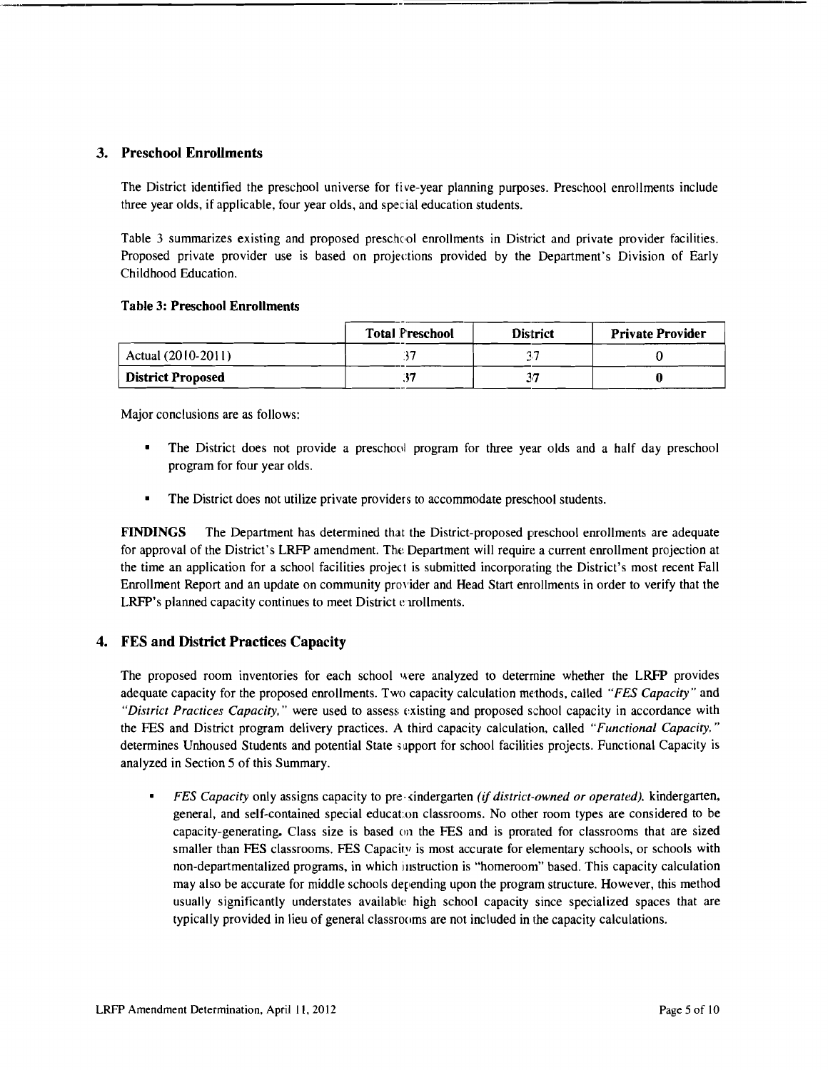## 3. Preschool Enrollments

The District identified the preschool universe for five-year planning purposes. Preschool enrollments include three year olds, if applicable, four year olds, and special education students.

Table 3 summarizes existing and proposed preschool enrollments in District and private provider facilities. Proposed private provider use is based on projections provided by the Department's Division of Early Childhood Education.

**Table 3: Preschool Enrollments**

| | Total Preschool | District | Private Provider |
|---|---|---|---|
| Actual (2010-2011) | 37 | 37 | 0 |
| **District Proposed** | 37 | 37 | **0** |

Major conclusions are as follows:

- The District does not provide a preschool program for three year olds and a half day preschool program for four year olds.
- The District does not utilize private providers to accommodate preschool students.

**FINDINGS** The Department has determined that the District-proposed preschool enrollments are adequate for approval of the District's LRFP amendment. The Department will require a current enrollment projection at the time an application for a school facilities project is submitted incorporating the District's most recent Fall Enrollment Report and an update on community provider and Head Start enrollments in order to verify that the LRFP's planned capacity continues to meet District enrollments.

## 4. FES and District Practices Capacity

The proposed room inventories for each school were analyzed to determine whether the LRFP provides adequate capacity for the proposed enrollments. Two capacity calculation methods, called *"FES Capacity"* and *"District Practices Capacity,"* were used to assess existing and proposed school capacity in accordance with the FES and District program delivery practices. A third capacity calculation, called *"Functional Capacity,"* determines Unhoused Students and potential State support for school facilities projects. Functional Capacity is analyzed in Section 5 of this Summary.

- *FES Capacity* only assigns capacity to pre-kindergarten *(if district-owned or operated)*, kindergarten, general, and self-contained special education classrooms. No other room types are considered to be capacity-generating. Class size is based on the FES and is prorated for classrooms that are sized smaller than FES classrooms. FES Capacity is most accurate for elementary schools, or schools with non-departmentalized programs, in which instruction is "homeroom" based. This capacity calculation may also be accurate for middle schools depending upon the program structure. However, this method usually significantly understates available high school capacity since specialized spaces that are typically provided in lieu of general classrooms are not included in the capacity calculations.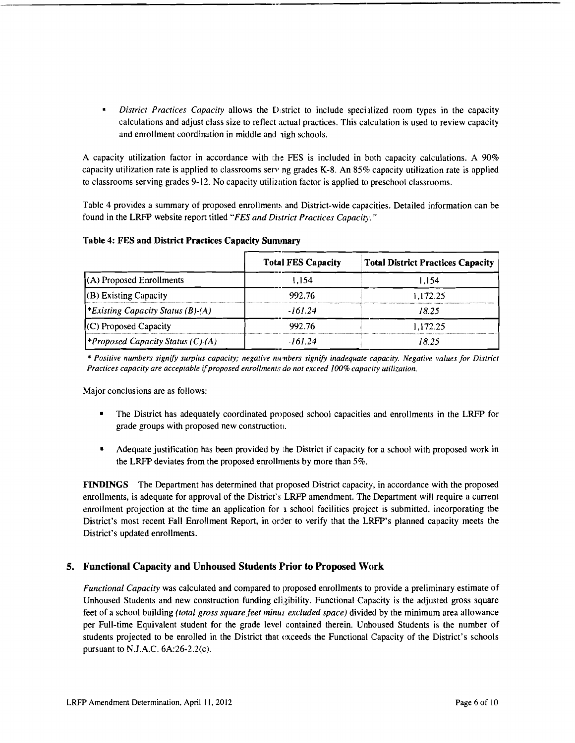- *District Practices Capacity* allows the District to include specialized room types in the capacity calculations and adjust class size to reflect actual practices. This calculation is used to review capacity and enrollment coordination in middle and high schools.

A capacity utilization factor in accordance with the FES is included in both capacity calculations. A 90% capacity utilization rate is applied to classrooms serving grades K-8. An 85% capacity utilization rate is applied to classrooms serving grades 9-12. No capacity utilization factor is applied to preschool classrooms.

Table 4 provides a summary of proposed enrollments and District-wide capacities. Detailed information can be found in the LRFP website report titled *"FES and District Practices Capacity."*

**Table 4: FES and District Practices Capacity Summary**

| | Total FES Capacity | Total District Practices Capacity |
|---|---|---|
| (A) Proposed Enrollments | 1,154 | 1,154 |
| (B) Existing Capacity | 992.76 | 1,172.25 |
| **Existing Capacity Status (B)-(A)* | *-161.24* | *18.25* |
| (C) Proposed Capacity | 992.76 | 1,172.25 |
| **Proposed Capacity Status (C)-(A)* | *-161.24* | *18.25* |

** Positive numbers signify surplus capacity; negative numbers signify inadequate capacity. Negative values for District Practices capacity are acceptable if proposed enrollments do not exceed 100% capacity utilization.*

Major conclusions are as follows:

- The District has adequately coordinated proposed school capacities and enrollments in the LRFP for grade groups with proposed new construction.
- Adequate justification has been provided by the District if capacity for a school with proposed work in the LRFP deviates from the proposed enrollments by more than 5%.

**FINDINGS** The Department has determined that proposed District capacity, in accordance with the proposed enrollments, is adequate for approval of the District's LRFP amendment. The Department will require a current enrollment projection at the time an application for a school facilities project is submitted, incorporating the District's most recent Fall Enrollment Report, in order to verify that the LRFP's planned capacity meets the District's updated enrollments.

## 5. Functional Capacity and Unhoused Students Prior to Proposed Work

*Functional Capacity* was calculated and compared to proposed enrollments to provide a preliminary estimate of Unhoused Students and new construction funding eligibility. Functional Capacity is the adjusted gross square feet of a school building *(total gross square feet minus excluded space)* divided by the minimum area allowance per Full-time Equivalent student for the grade level contained therein. Unhoused Students is the number of students projected to be enrolled in the District that exceeds the Functional Capacity of the District's schools pursuant to N.J.A.C. 6A:26-2.2(c).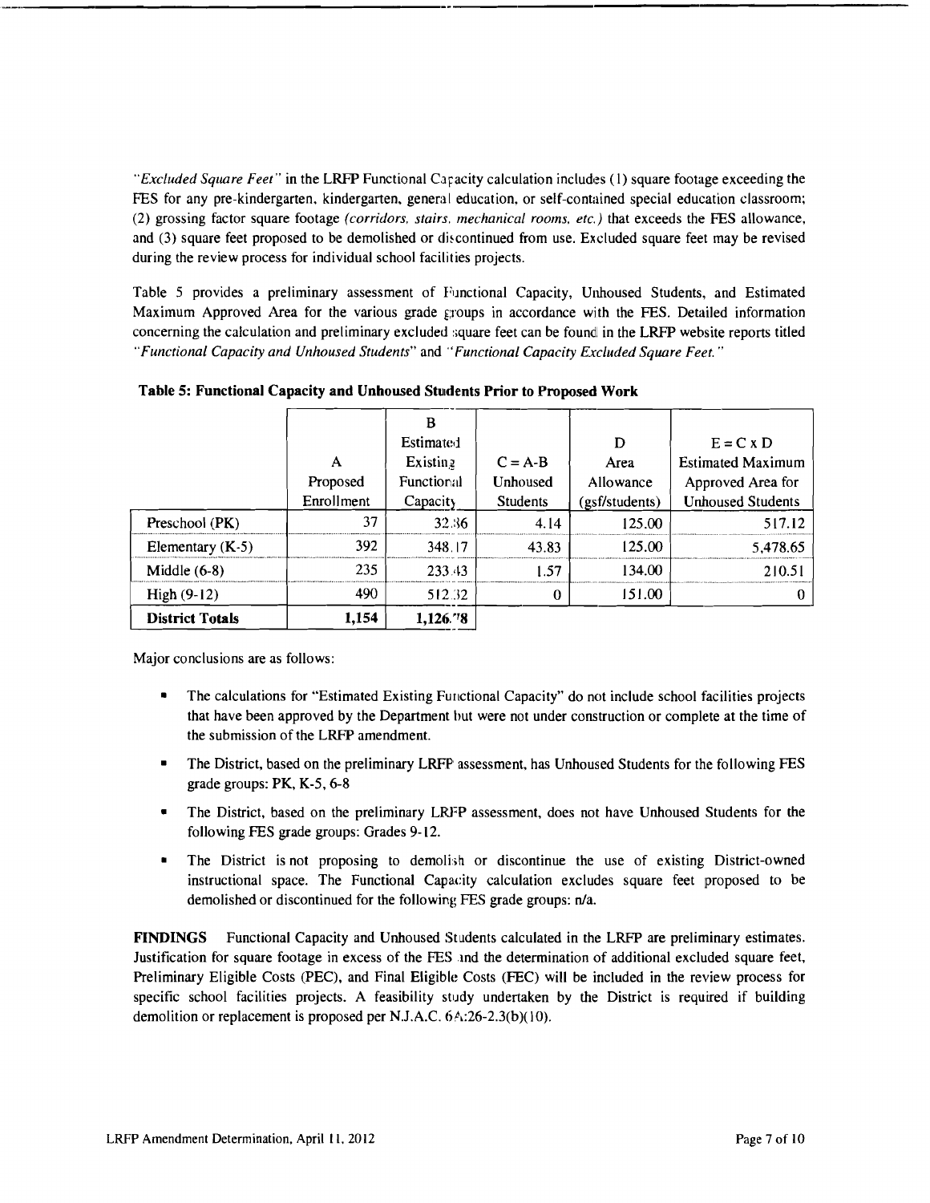*"Excluded Square Feet"* in the LRFP Functional Capacity calculation includes (1) square footage exceeding the FES for any pre-kindergarten, kindergarten, general education, or self-contained special education classroom; (2) grossing factor square footage *(corridors, stairs, mechanical rooms, etc.)* that exceeds the FES allowance, and (3) square feet proposed to be demolished or discontinued from use. Excluded square feet may be revised during the review process for individual school facilities projects.

Table 5 provides a preliminary assessment of Functional Capacity, Unhoused Students, and Estimated Maximum Approved Area for the various grade groups in accordance with the FES. Detailed information concerning the calculation and preliminary excluded square feet can be found in the LRFP website reports titled *"Functional Capacity and Unhoused Students"* and *"Functional Capacity Excluded Square Feet."*

**Table 5: Functional Capacity and Unhoused Students Prior to Proposed Work**

| | A Proposed Enrollment | B Estimated Existing Functional Capacity | C = A-B Unhoused Students | D Area Allowance (gsf/students) | E = C x D Estimated Maximum Approved Area for Unhoused Students |
|---|---|---|---|---|---|
| Preschool (PK) | 37 | 32.86 | 4.14 | 125.00 | 517.12 |
| Elementary (K-5) | 392 | 348.17 | 43.83 | 125.00 | 5,478.65 |
| Middle (6-8) | 235 | 233.43 | 1.57 | 134.00 | 210.51 |
| High (9-12) | 490 | 512.32 | 0 | 151.00 | 0 |
| **District Totals** | **1,154** | **1,126.78** | | | |

Major conclusions are as follows:

- The calculations for "Estimated Existing Functional Capacity" do not include school facilities projects that have been approved by the Department but were not under construction or complete at the time of the submission of the LRFP amendment.
- The District, based on the preliminary LRFP assessment, has Unhoused Students for the following FES grade groups: PK, K-5, 6-8
- The District, based on the preliminary LRFP assessment, does not have Unhoused Students for the following FES grade groups: Grades 9-12.
- The District is not proposing to demolish or discontinue the use of existing District-owned instructional space. The Functional Capacity calculation excludes square feet proposed to be demolished or discontinued for the following FES grade groups: n/a.

**FINDINGS** Functional Capacity and Unhoused Students calculated in the LRFP are preliminary estimates. Justification for square footage in excess of the FES and the determination of additional excluded square feet, Preliminary Eligible Costs (PEC), and Final Eligible Costs (FEC) will be included in the review process for specific school facilities projects. A feasibility study undertaken by the District is required if building demolition or replacement is proposed per N.J.A.C. 6A:26-2.3(b)(10).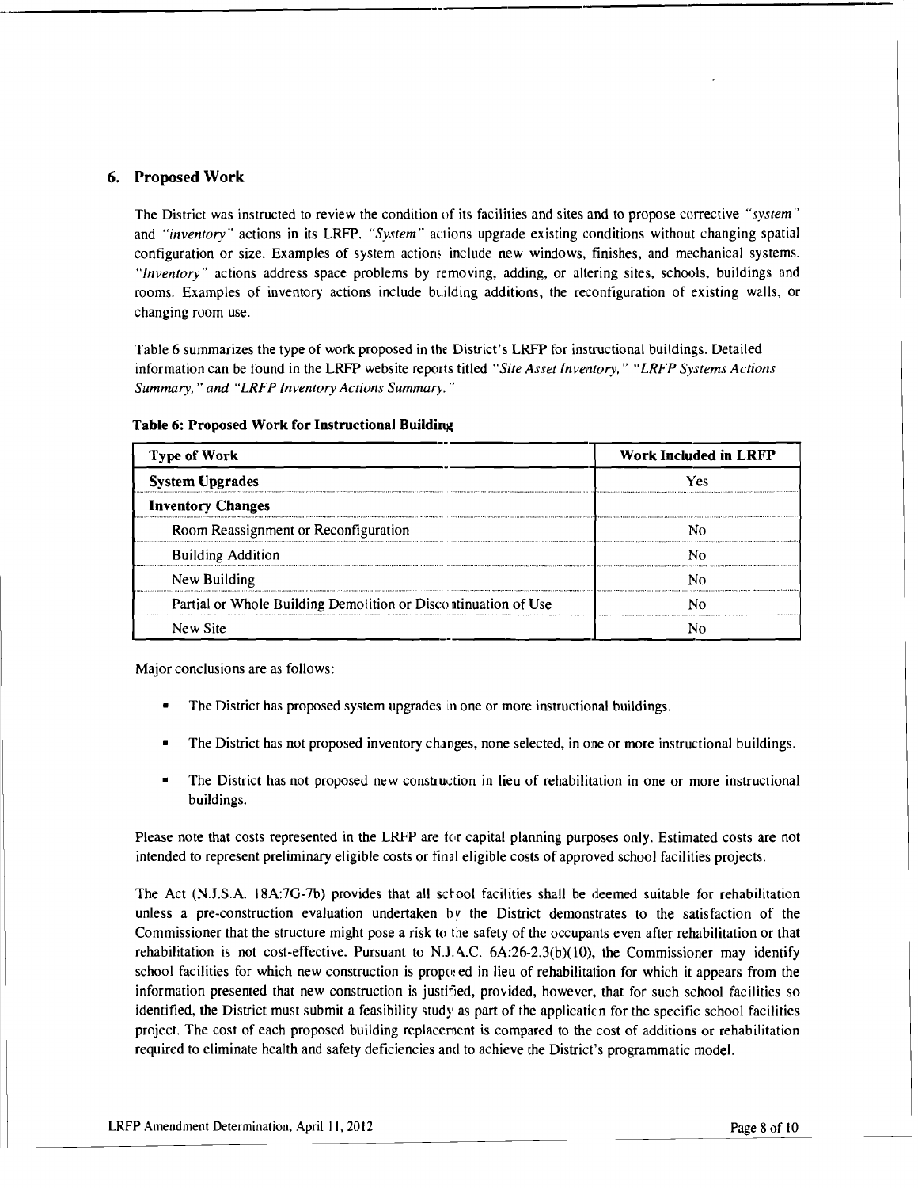## 6. Proposed Work

The District was instructed to review the condition of its facilities and sites and to propose corrective *"system"* and *"inventory"* actions in its LRFP. *"System"* actions upgrade existing conditions without changing spatial configuration or size. Examples of system actions include new windows, finishes, and mechanical systems. *"Inventory"* actions address space problems by removing, adding, or altering sites, schools, buildings and rooms. Examples of inventory actions include building additions, the reconfiguration of existing walls, or changing room use.

Table 6 summarizes the type of work proposed in the District's LRFP for instructional buildings. Detailed information can be found in the LRFP website reports titled *"Site Asset Inventory," "LRFP Systems Actions Summary," and "LRFP Inventory Actions Summary."*

**Table 6: Proposed Work for Instructional Building**

| Type of Work | Work Included in LRFP |
|---|---|
| **System Upgrades** | Yes |
| **Inventory Changes** | |
| Room Reassignment or Reconfiguration | No |
| Building Addition | No |
| New Building | No |
| Partial or Whole Building Demolition or Discontinuation of Use | No |
| New Site | No |

Major conclusions are as follows:

- The District has proposed system upgrades in one or more instructional buildings.
- The District has not proposed inventory changes, none selected, in one or more instructional buildings.
- The District has not proposed new construction in lieu of rehabilitation in one or more instructional buildings.

Please note that costs represented in the LRFP are for capital planning purposes only. Estimated costs are not intended to represent preliminary eligible costs or final eligible costs of approved school facilities projects.

The Act (N.J.S.A. 18A:7G-7b) provides that all school facilities shall be deemed suitable for rehabilitation unless a pre-construction evaluation undertaken by the District demonstrates to the satisfaction of the Commissioner that the structure might pose a risk to the safety of the occupants even after rehabilitation or that rehabilitation is not cost-effective. Pursuant to N.J.A.C. 6A:26-2.3(b)(10), the Commissioner may identify school facilities for which new construction is proposed in lieu of rehabilitation for which it appears from the information presented that new construction is justified, provided, however, that for such school facilities so identified, the District must submit a feasibility study as part of the application for the specific school facilities project. The cost of each proposed building replacement is compared to the cost of additions or rehabilitation required to eliminate health and safety deficiencies and to achieve the District's programmatic model.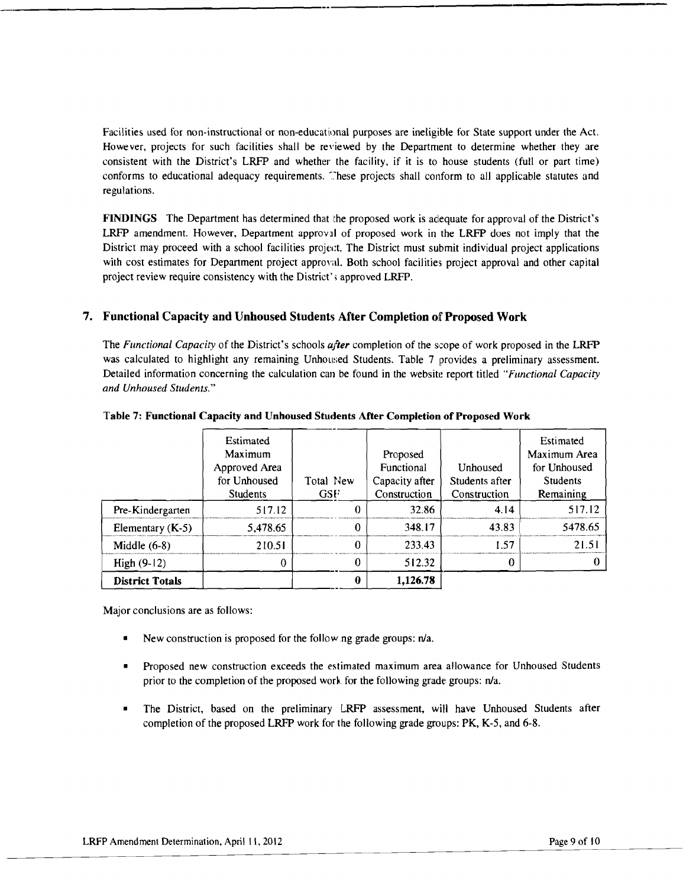Facilities used for non-instructional or non-educational purposes are ineligible for State support under the Act. However, projects for such facilities shall be reviewed by the Department to determine whether they are consistent with the District's LRFP and whether the facility, if it is to house students (full or part time) conforms to educational adequacy requirements. These projects shall conform to all applicable statutes and regulations.

**FINDINGS** The Department has determined that the proposed work is adequate for approval of the District's LRFP amendment. However, Department approval of proposed work in the LRFP does not imply that the District may proceed with a school facilities project. The District must submit individual project applications with cost estimates for Department project approval. Both school facilities project approval and other capital project review require consistency with the District's approved LRFP.

## 7. Functional Capacity and Unhoused Students After Completion of Proposed Work

The *Functional Capacity* of the District's schools ***after*** completion of the scope of work proposed in the LRFP was calculated to highlight any remaining Unhoused Students. Table 7 provides a preliminary assessment. Detailed information concerning the calculation can be found in the website report titled "*Functional Capacity and Unhoused Students.*"

**Table 7: Functional Capacity and Unhoused Students After Completion of Proposed Work**

| | Estimated Maximum Approved Area for Unhoused Students | Total New GSF | Proposed Functional Capacity after Construction | Unhoused Students after Construction | Estimated Maximum Area for Unhoused Students Remaining |
|---|---|---|---|---|---|
| Pre-Kindergarten | 517.12 | 0 | 32.86 | 4.14 | 517.12 |
| Elementary (K-5) | 5,478.65 | 0 | 348.17 | 43.83 | 5478.65 |
| Middle (6-8) | 210.51 | 0 | 233.43 | 1.57 | 21.51 |
| High (9-12) | 0 | 0 | 512.32 | 0 | 0 |
| **District Totals** | | **0** | **1,126.78** | | |

Major conclusions are as follows:

- New construction is proposed for the following grade groups: n/a.
- Proposed new construction exceeds the estimated maximum area allowance for Unhoused Students prior to the completion of the proposed work for the following grade groups: n/a.
- The District, based on the preliminary LRFP assessment, will have Unhoused Students after completion of the proposed LRFP work for the following grade groups: PK, K-5, and 6-8.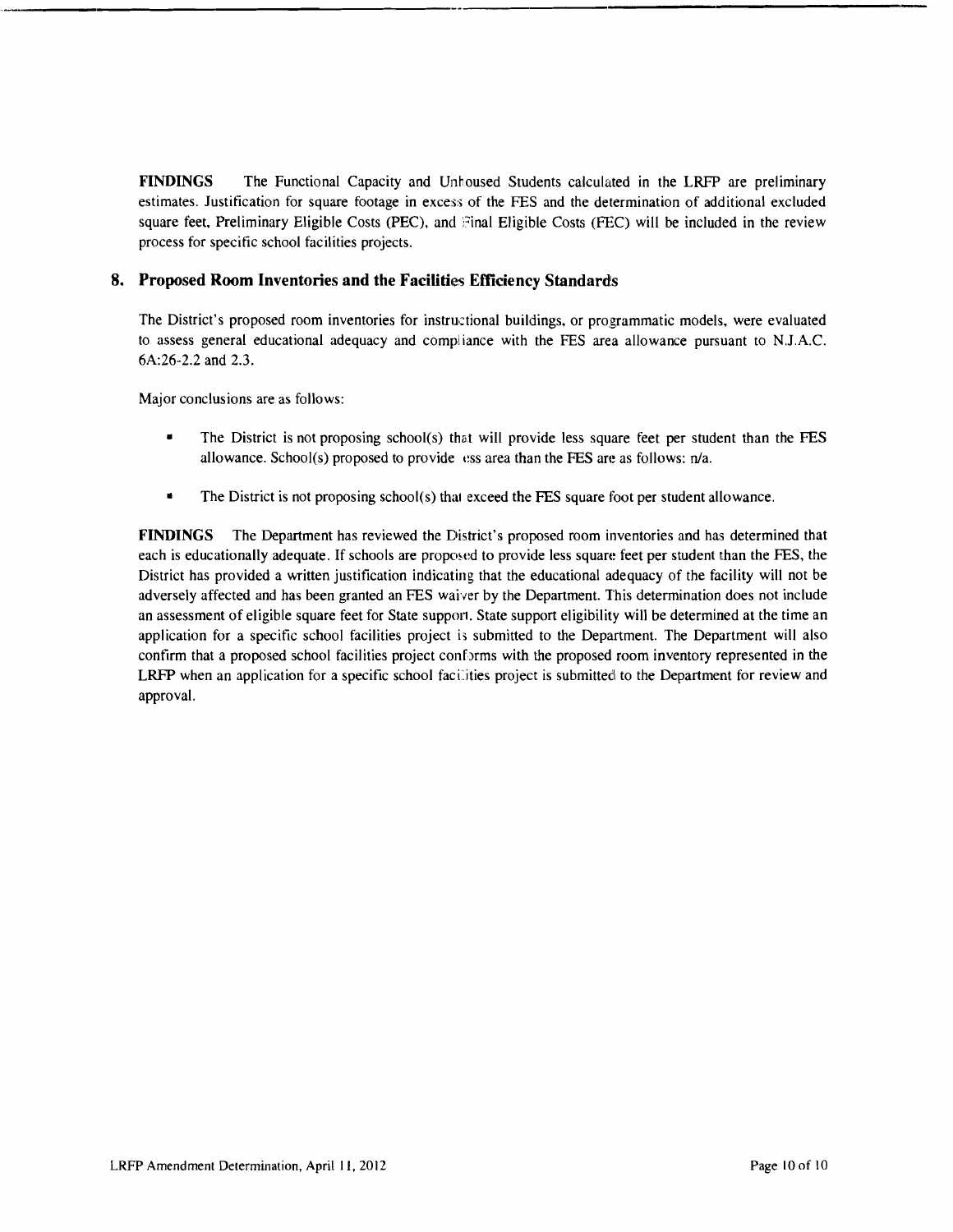**FINDINGS** The Functional Capacity and Unhoused Students calculated in the LRFP are preliminary estimates. Justification for square footage in excess of the FES and the determination of additional excluded square feet, Preliminary Eligible Costs (PEC), and Final Eligible Costs (FEC) will be included in the review process for specific school facilities projects.

## 8. Proposed Room Inventories and the Facilities Efficiency Standards

The District's proposed room inventories for instructional buildings, or programmatic models, were evaluated to assess general educational adequacy and compliance with the FES area allowance pursuant to N.J.A.C. 6A:26-2.2 and 2.3.

Major conclusions are as follows:

- The District is not proposing school(s) that will provide less square feet per student than the FES allowance. School(s) proposed to provide less area than the FES are as follows: n/a.
- The District is not proposing school(s) that exceed the FES square foot per student allowance.

**FINDINGS** The Department has reviewed the District's proposed room inventories and has determined that each is educationally adequate. If schools are proposed to provide less square feet per student than the FES, the District has provided a written justification indicating that the educational adequacy of the facility will not be adversely affected and has been granted an FES waiver by the Department. This determination does not include an assessment of eligible square feet for State support. State support eligibility will be determined at the time an application for a specific school facilities project is submitted to the Department. The Department will also confirm that a proposed school facilities project conforms with the proposed room inventory represented in the LRFP when an application for a specific school facilities project is submitted to the Department for review and approval.